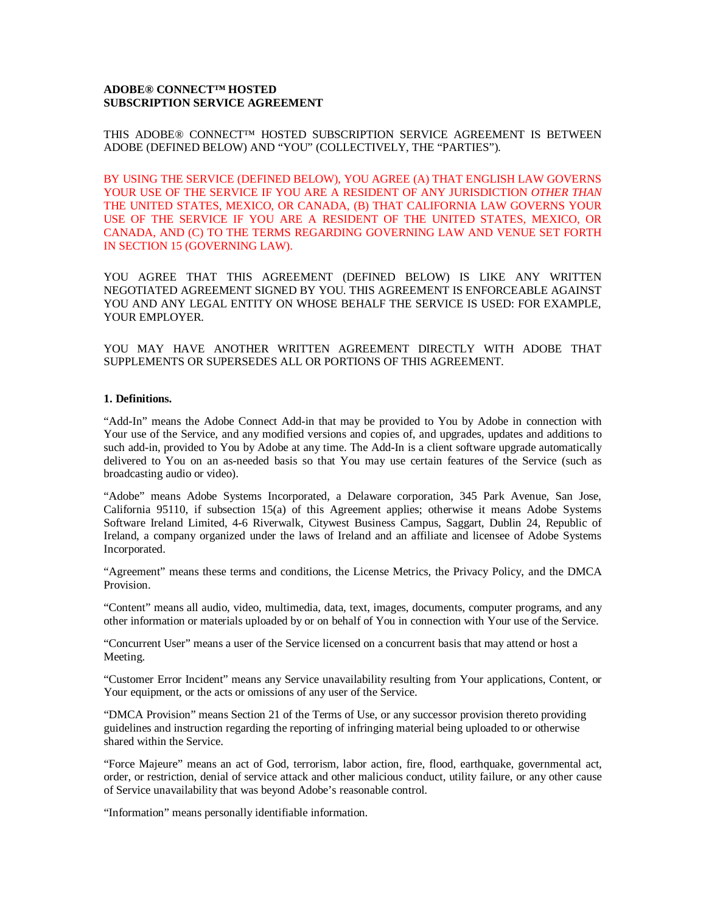**ADOBE® CONNECT™ HOSTED**
**SUBSCRIPTION SERVICE AGREEMENT**

THIS ADOBE® CONNECT™ HOSTED SUBSCRIPTION SERVICE AGREEMENT IS BETWEEN ADOBE (DEFINED BELOW) AND "YOU" (COLLECTIVELY, THE "PARTIES").

BY USING THE SERVICE (DEFINED BELOW), YOU AGREE (A) THAT ENGLISH LAW GOVERNS YOUR USE OF THE SERVICE IF YOU ARE A RESIDENT OF ANY JURISDICTION *OTHER THAN* THE UNITED STATES, MEXICO, OR CANADA, (B) THAT CALIFORNIA LAW GOVERNS YOUR USE OF THE SERVICE IF YOU ARE A RESIDENT OF THE UNITED STATES, MEXICO, OR CANADA, AND (C) TO THE TERMS REGARDING GOVERNING LAW AND VENUE SET FORTH IN SECTION 15 (GOVERNING LAW).

YOU AGREE THAT THIS AGREEMENT (DEFINED BELOW) IS LIKE ANY WRITTEN NEGOTIATED AGREEMENT SIGNED BY YOU. THIS AGREEMENT IS ENFORCEABLE AGAINST YOU AND ANY LEGAL ENTITY ON WHOSE BEHALF THE SERVICE IS USED: FOR EXAMPLE, YOUR EMPLOYER.

YOU MAY HAVE ANOTHER WRITTEN AGREEMENT DIRECTLY WITH ADOBE THAT SUPPLEMENTS OR SUPERSEDES ALL OR PORTIONS OF THIS AGREEMENT.

**1. Definitions.**

"Add-In" means the Adobe Connect Add-in that may be provided to You by Adobe in connection with Your use of the Service, and any modified versions and copies of, and upgrades, updates and additions to such add-in, provided to You by Adobe at any time. The Add-In is a client software upgrade automatically delivered to You on an as-needed basis so that You may use certain features of the Service (such as broadcasting audio or video).

"Adobe" means Adobe Systems Incorporated, a Delaware corporation, 345 Park Avenue, San Jose, California 95110, if subsection 15(a) of this Agreement applies; otherwise it means Adobe Systems Software Ireland Limited, 4-6 Riverwalk, Citywest Business Campus, Saggart, Dublin 24, Republic of Ireland, a company organized under the laws of Ireland and an affiliate and licensee of Adobe Systems Incorporated.

"Agreement" means these terms and conditions, the License Metrics, the Privacy Policy, and the DMCA Provision.

"Content" means all audio, video, multimedia, data, text, images, documents, computer programs, and any other information or materials uploaded by or on behalf of You in connection with Your use of the Service.

"Concurrent User" means a user of the Service licensed on a concurrent basis that may attend or host a Meeting.

"Customer Error Incident" means any Service unavailability resulting from Your applications, Content, or Your equipment, or the acts or omissions of any user of the Service.

"DMCA Provision" means Section 21 of the Terms of Use, or any successor provision thereto providing guidelines and instruction regarding the reporting of infringing material being uploaded to or otherwise shared within the Service.

"Force Majeure" means an act of God, terrorism, labor action, fire, flood, earthquake, governmental act, order, or restriction, denial of service attack and other malicious conduct, utility failure, or any other cause of Service unavailability that was beyond Adobe's reasonable control.

"Information" means personally identifiable information.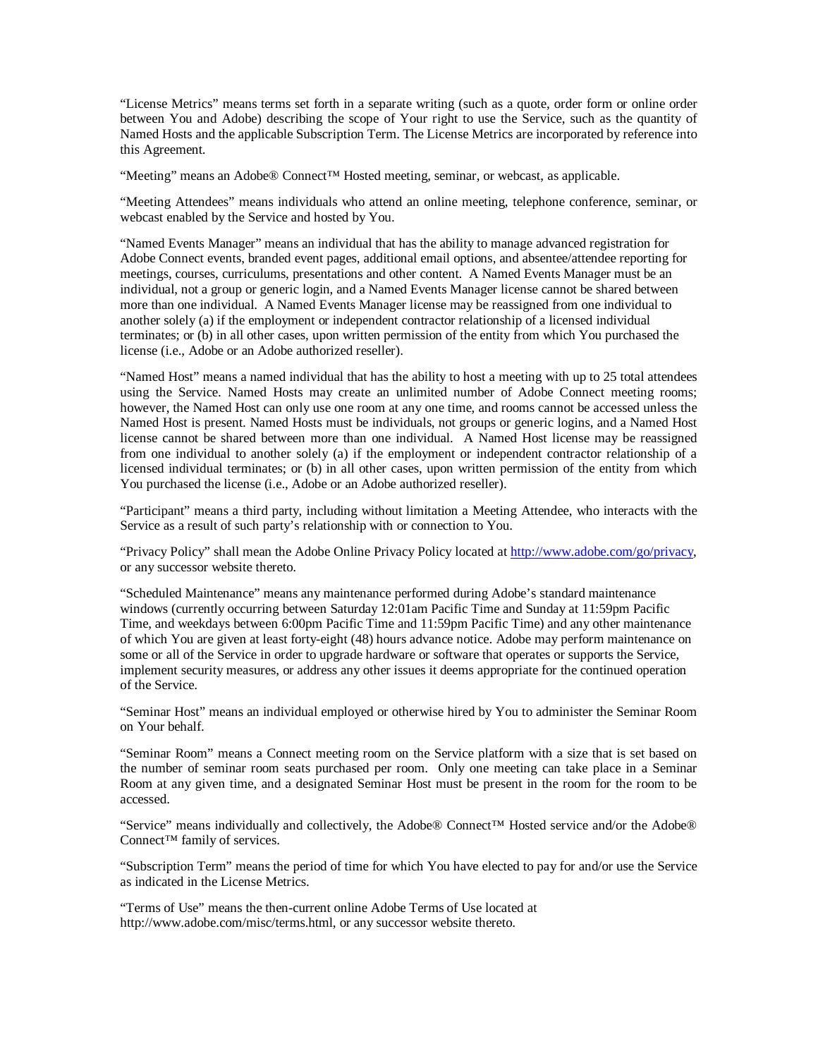"License Metrics" means terms set forth in a separate writing (such as a quote, order form or online order between You and Adobe) describing the scope of Your right to use the Service, such as the quantity of Named Hosts and the applicable Subscription Term. The License Metrics are incorporated by reference into this Agreement.

"Meeting" means an Adobe® Connect™ Hosted meeting, seminar, or webcast, as applicable.

"Meeting Attendees" means individuals who attend an online meeting, telephone conference, seminar, or webcast enabled by the Service and hosted by You.

"Named Events Manager" means an individual that has the ability to manage advanced registration for Adobe Connect events, branded event pages, additional email options, and absentee/attendee reporting for meetings, courses, curriculums, presentations and other content. A Named Events Manager must be an individual, not a group or generic login, and a Named Events Manager license cannot be shared between more than one individual. A Named Events Manager license may be reassigned from one individual to another solely (a) if the employment or independent contractor relationship of a licensed individual terminates; or (b) in all other cases, upon written permission of the entity from which You purchased the license (i.e., Adobe or an Adobe authorized reseller).

"Named Host" means a named individual that has the ability to host a meeting with up to 25 total attendees using the Service. Named Hosts may create an unlimited number of Adobe Connect meeting rooms; however, the Named Host can only use one room at any one time, and rooms cannot be accessed unless the Named Host is present. Named Hosts must be individuals, not groups or generic logins, and a Named Host license cannot be shared between more than one individual. A Named Host license may be reassigned from one individual to another solely (a) if the employment or independent contractor relationship of a licensed individual terminates; or (b) in all other cases, upon written permission of the entity from which You purchased the license (i.e., Adobe or an Adobe authorized reseller).

"Participant" means a third party, including without limitation a Meeting Attendee, who interacts with the Service as a result of such party's relationship with or connection to You.

"Privacy Policy" shall mean the Adobe Online Privacy Policy located at http://www.adobe.com/go/privacy, or any successor website thereto.

"Scheduled Maintenance" means any maintenance performed during Adobe's standard maintenance windows (currently occurring between Saturday 12:01am Pacific Time and Sunday at 11:59pm Pacific Time, and weekdays between 6:00pm Pacific Time and 11:59pm Pacific Time) and any other maintenance of which You are given at least forty-eight (48) hours advance notice. Adobe may perform maintenance on some or all of the Service in order to upgrade hardware or software that operates or supports the Service, implement security measures, or address any other issues it deems appropriate for the continued operation of the Service.

"Seminar Host" means an individual employed or otherwise hired by You to administer the Seminar Room on Your behalf.

"Seminar Room" means a Connect meeting room on the Service platform with a size that is set based on the number of seminar room seats purchased per room. Only one meeting can take place in a Seminar Room at any given time, and a designated Seminar Host must be present in the room for the room to be accessed.

"Service" means individually and collectively, the Adobe® Connect™ Hosted service and/or the Adobe® Connect™ family of services.

"Subscription Term" means the period of time for which You have elected to pay for and/or use the Service as indicated in the License Metrics.

"Terms of Use" means the then-current online Adobe Terms of Use located at http://www.adobe.com/misc/terms.html, or any successor website thereto.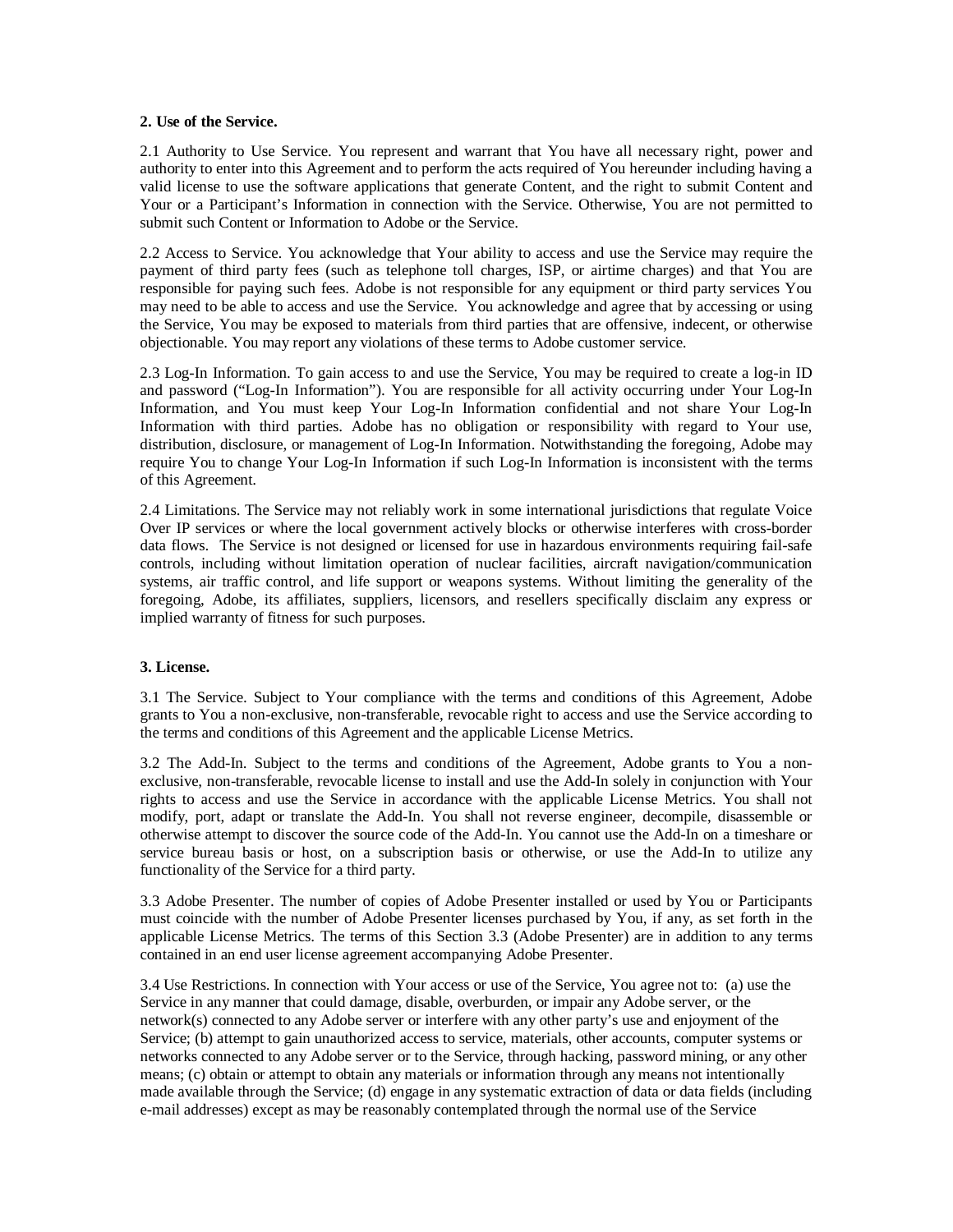**2. Use of the Service.**

2.1 Authority to Use Service. You represent and warrant that You have all necessary right, power and authority to enter into this Agreement and to perform the acts required of You hereunder including having a valid license to use the software applications that generate Content, and the right to submit Content and Your or a Participant's Information in connection with the Service. Otherwise, You are not permitted to submit such Content or Information to Adobe or the Service.

2.2 Access to Service. You acknowledge that Your ability to access and use the Service may require the payment of third party fees (such as telephone toll charges, ISP, or airtime charges) and that You are responsible for paying such fees. Adobe is not responsible for any equipment or third party services You may need to be able to access and use the Service. You acknowledge and agree that by accessing or using the Service, You may be exposed to materials from third parties that are offensive, indecent, or otherwise objectionable. You may report any violations of these terms to Adobe customer service.

2.3 Log-In Information. To gain access to and use the Service, You may be required to create a log-in ID and password ("Log-In Information"). You are responsible for all activity occurring under Your Log-In Information, and You must keep Your Log-In Information confidential and not share Your Log-In Information with third parties. Adobe has no obligation or responsibility with regard to Your use, distribution, disclosure, or management of Log-In Information. Notwithstanding the foregoing, Adobe may require You to change Your Log-In Information if such Log-In Information is inconsistent with the terms of this Agreement.

2.4 Limitations. The Service may not reliably work in some international jurisdictions that regulate Voice Over IP services or where the local government actively blocks or otherwise interferes with cross-border data flows. The Service is not designed or licensed for use in hazardous environments requiring fail-safe controls, including without limitation operation of nuclear facilities, aircraft navigation/communication systems, air traffic control, and life support or weapons systems. Without limiting the generality of the foregoing, Adobe, its affiliates, suppliers, licensors, and resellers specifically disclaim any express or implied warranty of fitness for such purposes.

**3. License.**

3.1 The Service. Subject to Your compliance with the terms and conditions of this Agreement, Adobe grants to You a non-exclusive, non-transferable, revocable right to access and use the Service according to the terms and conditions of this Agreement and the applicable License Metrics.

3.2 The Add-In. Subject to the terms and conditions of the Agreement, Adobe grants to You a non-exclusive, non-transferable, revocable license to install and use the Add-In solely in conjunction with Your rights to access and use the Service in accordance with the applicable License Metrics. You shall not modify, port, adapt or translate the Add-In. You shall not reverse engineer, decompile, disassemble or otherwise attempt to discover the source code of the Add-In. You cannot use the Add-In on a timeshare or service bureau basis or host, on a subscription basis or otherwise, or use the Add-In to utilize any functionality of the Service for a third party.

3.3 Adobe Presenter. The number of copies of Adobe Presenter installed or used by You or Participants must coincide with the number of Adobe Presenter licenses purchased by You, if any, as set forth in the applicable License Metrics. The terms of this Section 3.3 (Adobe Presenter) are in addition to any terms contained in an end user license agreement accompanying Adobe Presenter.

3.4 Use Restrictions. In connection with Your access or use of the Service, You agree not to: (a) use the Service in any manner that could damage, disable, overburden, or impair any Adobe server, or the network(s) connected to any Adobe server or interfere with any other party's use and enjoyment of the Service; (b) attempt to gain unauthorized access to service, materials, other accounts, computer systems or networks connected to any Adobe server or to the Service, through hacking, password mining, or any other means; (c) obtain or attempt to obtain any materials or information through any means not intentionally made available through the Service; (d) engage in any systematic extraction of data or data fields (including e-mail addresses) except as may be reasonably contemplated through the normal use of the Service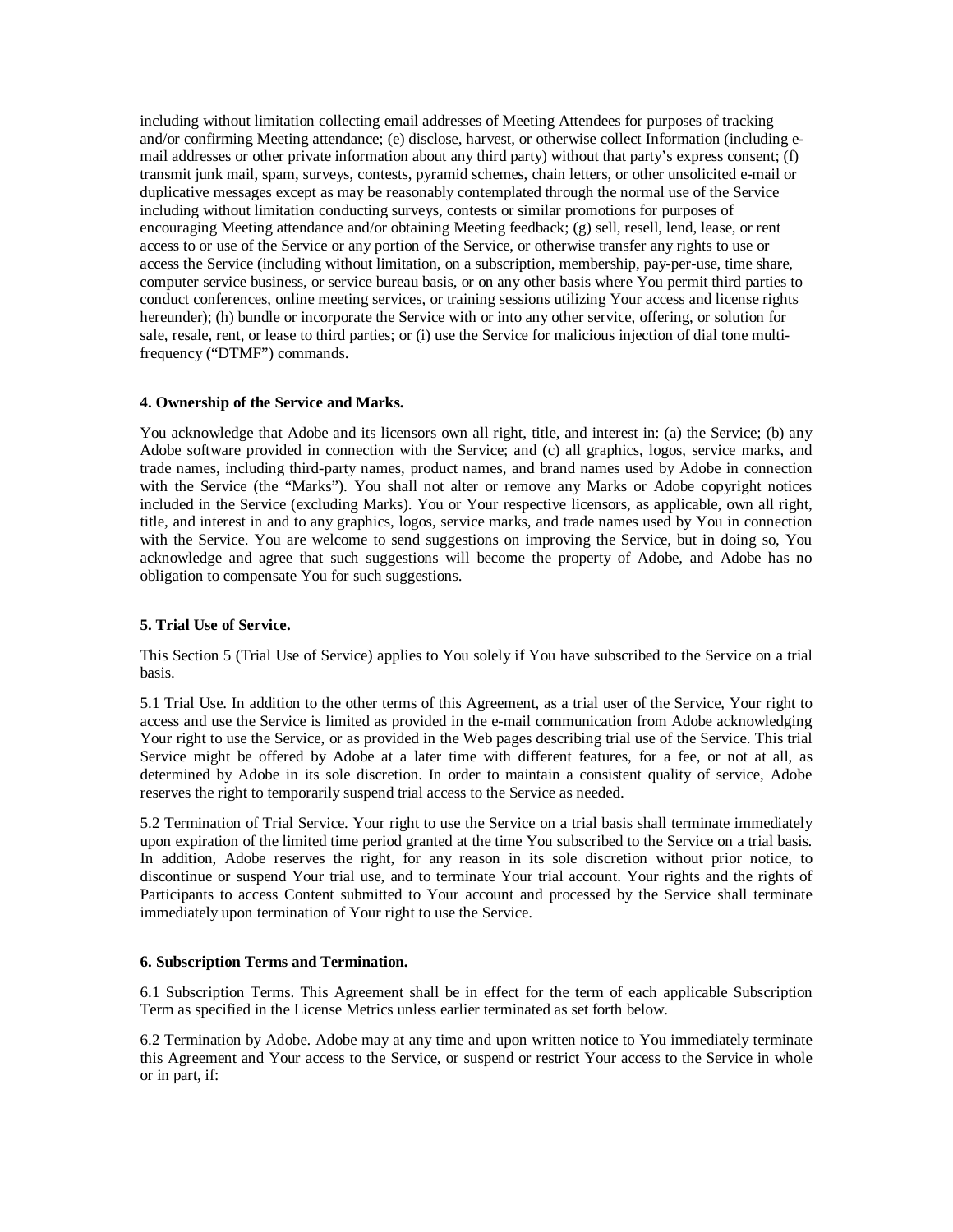including without limitation collecting email addresses of Meeting Attendees for purposes of tracking and/or confirming Meeting attendance; (e) disclose, harvest, or otherwise collect Information (including e-mail addresses or other private information about any third party) without that party's express consent; (f) transmit junk mail, spam, surveys, contests, pyramid schemes, chain letters, or other unsolicited e-mail or duplicative messages except as may be reasonably contemplated through the normal use of the Service including without limitation conducting surveys, contests or similar promotions for purposes of encouraging Meeting attendance and/or obtaining Meeting feedback; (g) sell, resell, lend, lease, or rent access to or use of the Service or any portion of the Service, or otherwise transfer any rights to use or access the Service (including without limitation, on a subscription, membership, pay-per-use, time share, computer service business, or service bureau basis, or on any other basis where You permit third parties to conduct conferences, online meeting services, or training sessions utilizing Your access and license rights hereunder); (h) bundle or incorporate the Service with or into any other service, offering, or solution for sale, resale, rent, or lease to third parties; or (i) use the Service for malicious injection of dial tone multi-frequency ("DTMF") commands.

**4. Ownership of the Service and Marks.**

You acknowledge that Adobe and its licensors own all right, title, and interest in: (a) the Service; (b) any Adobe software provided in connection with the Service; and (c) all graphics, logos, service marks, and trade names, including third-party names, product names, and brand names used by Adobe in connection with the Service (the "Marks"). You shall not alter or remove any Marks or Adobe copyright notices included in the Service (excluding Marks). You or Your respective licensors, as applicable, own all right, title, and interest in and to any graphics, logos, service marks, and trade names used by You in connection with the Service. You are welcome to send suggestions on improving the Service, but in doing so, You acknowledge and agree that such suggestions will become the property of Adobe, and Adobe has no obligation to compensate You for such suggestions.

**5. Trial Use of Service.**

This Section 5 (Trial Use of Service) applies to You solely if You have subscribed to the Service on a trial basis.

5.1 Trial Use. In addition to the other terms of this Agreement, as a trial user of the Service, Your right to access and use the Service is limited as provided in the e-mail communication from Adobe acknowledging Your right to use the Service, or as provided in the Web pages describing trial use of the Service. This trial Service might be offered by Adobe at a later time with different features, for a fee, or not at all, as determined by Adobe in its sole discretion. In order to maintain a consistent quality of service, Adobe reserves the right to temporarily suspend trial access to the Service as needed.

5.2 Termination of Trial Service. Your right to use the Service on a trial basis shall terminate immediately upon expiration of the limited time period granted at the time You subscribed to the Service on a trial basis. In addition, Adobe reserves the right, for any reason in its sole discretion without prior notice, to discontinue or suspend Your trial use, and to terminate Your trial account. Your rights and the rights of Participants to access Content submitted to Your account and processed by the Service shall terminate immediately upon termination of Your right to use the Service.

**6. Subscription Terms and Termination.**

6.1 Subscription Terms. This Agreement shall be in effect for the term of each applicable Subscription Term as specified in the License Metrics unless earlier terminated as set forth below.

6.2 Termination by Adobe. Adobe may at any time and upon written notice to You immediately terminate this Agreement and Your access to the Service, or suspend or restrict Your access to the Service in whole or in part, if: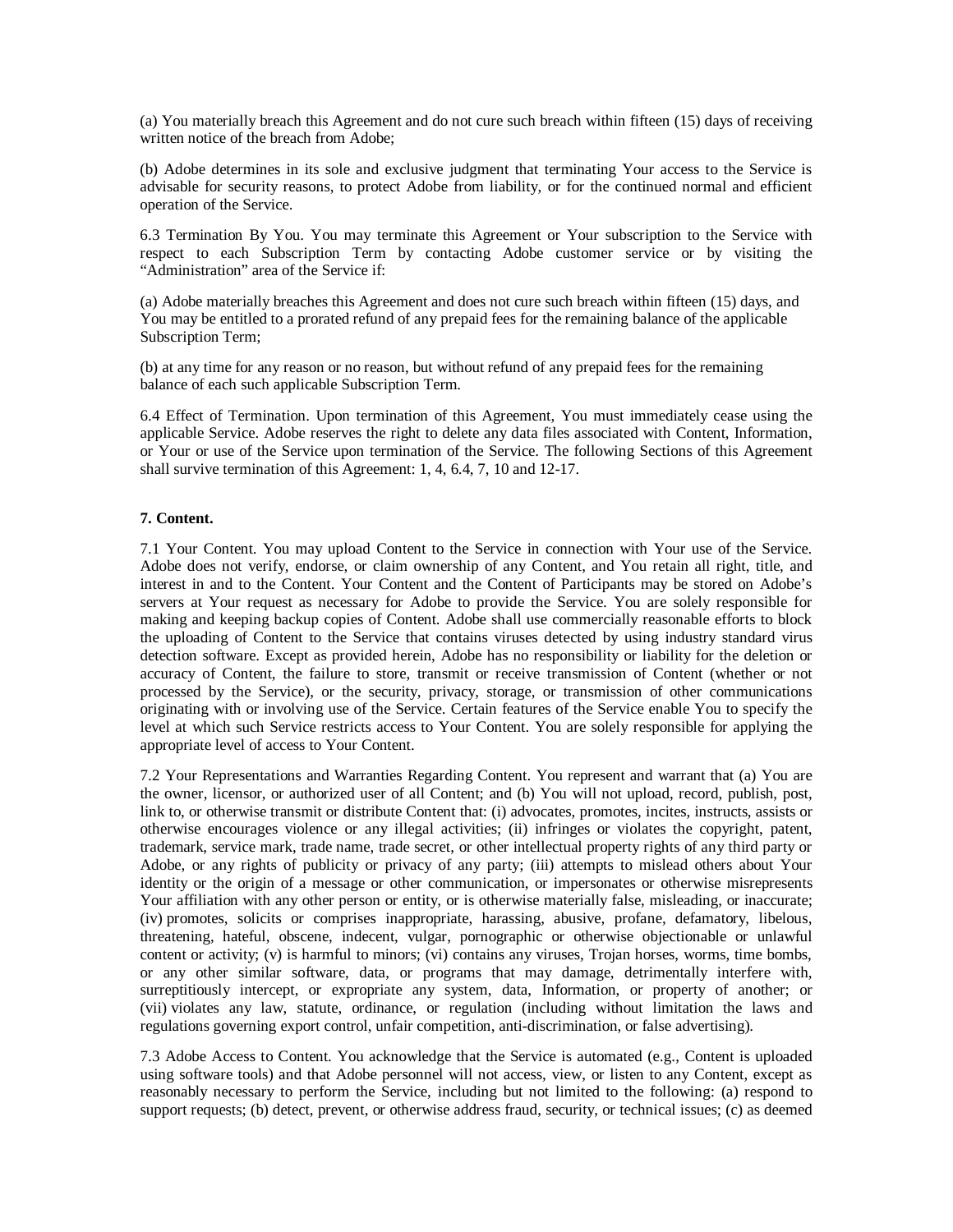(a) You materially breach this Agreement and do not cure such breach within fifteen (15) days of receiving written notice of the breach from Adobe;

(b) Adobe determines in its sole and exclusive judgment that terminating Your access to the Service is advisable for security reasons, to protect Adobe from liability, or for the continued normal and efficient operation of the Service.

6.3 Termination By You. You may terminate this Agreement or Your subscription to the Service with respect to each Subscription Term by contacting Adobe customer service or by visiting the "Administration" area of the Service if:

(a) Adobe materially breaches this Agreement and does not cure such breach within fifteen (15) days, and You may be entitled to a prorated refund of any prepaid fees for the remaining balance of the applicable Subscription Term;

(b) at any time for any reason or no reason, but without refund of any prepaid fees for the remaining balance of each such applicable Subscription Term.

6.4 Effect of Termination. Upon termination of this Agreement, You must immediately cease using the applicable Service. Adobe reserves the right to delete any data files associated with Content, Information, or Your or use of the Service upon termination of the Service. The following Sections of this Agreement shall survive termination of this Agreement: 1, 4, 6.4, 7, 10 and 12-17.

**7. Content.**

7.1 Your Content. You may upload Content to the Service in connection with Your use of the Service. Adobe does not verify, endorse, or claim ownership of any Content, and You retain all right, title, and interest in and to the Content. Your Content and the Content of Participants may be stored on Adobe's servers at Your request as necessary for Adobe to provide the Service. You are solely responsible for making and keeping backup copies of Content. Adobe shall use commercially reasonable efforts to block the uploading of Content to the Service that contains viruses detected by using industry standard virus detection software. Except as provided herein, Adobe has no responsibility or liability for the deletion or accuracy of Content, the failure to store, transmit or receive transmission of Content (whether or not processed by the Service), or the security, privacy, storage, or transmission of other communications originating with or involving use of the Service. Certain features of the Service enable You to specify the level at which such Service restricts access to Your Content. You are solely responsible for applying the appropriate level of access to Your Content.

7.2 Your Representations and Warranties Regarding Content. You represent and warrant that (a) You are the owner, licensor, or authorized user of all Content; and (b) You will not upload, record, publish, post, link to, or otherwise transmit or distribute Content that: (i) advocates, promotes, incites, instructs, assists or otherwise encourages violence or any illegal activities; (ii) infringes or violates the copyright, patent, trademark, service mark, trade name, trade secret, or other intellectual property rights of any third party or Adobe, or any rights of publicity or privacy of any party; (iii) attempts to mislead others about Your identity or the origin of a message or other communication, or impersonates or otherwise misrepresents Your affiliation with any other person or entity, or is otherwise materially false, misleading, or inaccurate; (iv) promotes, solicits or comprises inappropriate, harassing, abusive, profane, defamatory, libelous, threatening, hateful, obscene, indecent, vulgar, pornographic or otherwise objectionable or unlawful content or activity; (v) is harmful to minors; (vi) contains any viruses, Trojan horses, worms, time bombs, or any other similar software, data, or programs that may damage, detrimentally interfere with, surreptitiously intercept, or expropriate any system, data, Information, or property of another; or (vii) violates any law, statute, ordinance, or regulation (including without limitation the laws and regulations governing export control, unfair competition, anti-discrimination, or false advertising).

7.3 Adobe Access to Content. You acknowledge that the Service is automated (e.g., Content is uploaded using software tools) and that Adobe personnel will not access, view, or listen to any Content, except as reasonably necessary to perform the Service, including but not limited to the following: (a) respond to support requests; (b) detect, prevent, or otherwise address fraud, security, or technical issues; (c) as deemed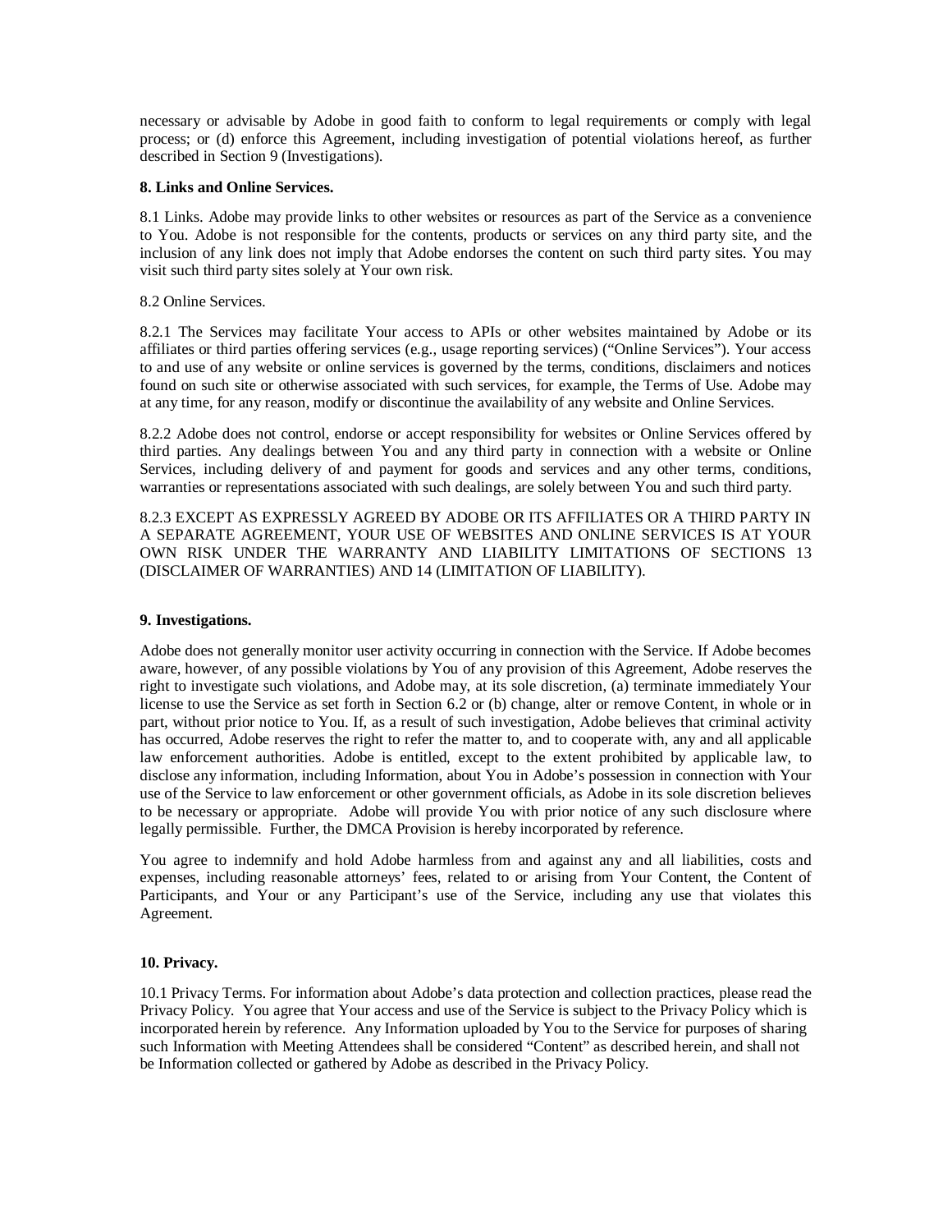necessary or advisable by Adobe in good faith to conform to legal requirements or comply with legal process; or (d) enforce this Agreement, including investigation of potential violations hereof, as further described in Section 9 (Investigations).

**8. Links and Online Services.**

8.1 Links. Adobe may provide links to other websites or resources as part of the Service as a convenience to You. Adobe is not responsible for the contents, products or services on any third party site, and the inclusion of any link does not imply that Adobe endorses the content on such third party sites. You may visit such third party sites solely at Your own risk.

8.2 Online Services.

8.2.1 The Services may facilitate Your access to APIs or other websites maintained by Adobe or its affiliates or third parties offering services (e.g., usage reporting services) ("Online Services"). Your access to and use of any website or online services is governed by the terms, conditions, disclaimers and notices found on such site or otherwise associated with such services, for example, the Terms of Use. Adobe may at any time, for any reason, modify or discontinue the availability of any website and Online Services.

8.2.2 Adobe does not control, endorse or accept responsibility for websites or Online Services offered by third parties. Any dealings between You and any third party in connection with a website or Online Services, including delivery of and payment for goods and services and any other terms, conditions, warranties or representations associated with such dealings, are solely between You and such third party.

8.2.3 EXCEPT AS EXPRESSLY AGREED BY ADOBE OR ITS AFFILIATES OR A THIRD PARTY IN A SEPARATE AGREEMENT, YOUR USE OF WEBSITES AND ONLINE SERVICES IS AT YOUR OWN RISK UNDER THE WARRANTY AND LIABILITY LIMITATIONS OF SECTIONS 13 (DISCLAIMER OF WARRANTIES) AND 14 (LIMITATION OF LIABILITY).

**9. Investigations.**

Adobe does not generally monitor user activity occurring in connection with the Service. If Adobe becomes aware, however, of any possible violations by You of any provision of this Agreement, Adobe reserves the right to investigate such violations, and Adobe may, at its sole discretion, (a) terminate immediately Your license to use the Service as set forth in Section 6.2 or (b) change, alter or remove Content, in whole or in part, without prior notice to You. If, as a result of such investigation, Adobe believes that criminal activity has occurred, Adobe reserves the right to refer the matter to, and to cooperate with, any and all applicable law enforcement authorities. Adobe is entitled, except to the extent prohibited by applicable law, to disclose any information, including Information, about You in Adobe's possession in connection with Your use of the Service to law enforcement or other government officials, as Adobe in its sole discretion believes to be necessary or appropriate. Adobe will provide You with prior notice of any such disclosure where legally permissible. Further, the DMCA Provision is hereby incorporated by reference.

You agree to indemnify and hold Adobe harmless from and against any and all liabilities, costs and expenses, including reasonable attorneys' fees, related to or arising from Your Content, the Content of Participants, and Your or any Participant's use of the Service, including any use that violates this Agreement.

**10. Privacy.**

10.1 Privacy Terms. For information about Adobe's data protection and collection practices, please read the Privacy Policy. You agree that Your access and use of the Service is subject to the Privacy Policy which is incorporated herein by reference. Any Information uploaded by You to the Service for purposes of sharing such Information with Meeting Attendees shall be considered "Content" as described herein, and shall not be Information collected or gathered by Adobe as described in the Privacy Policy.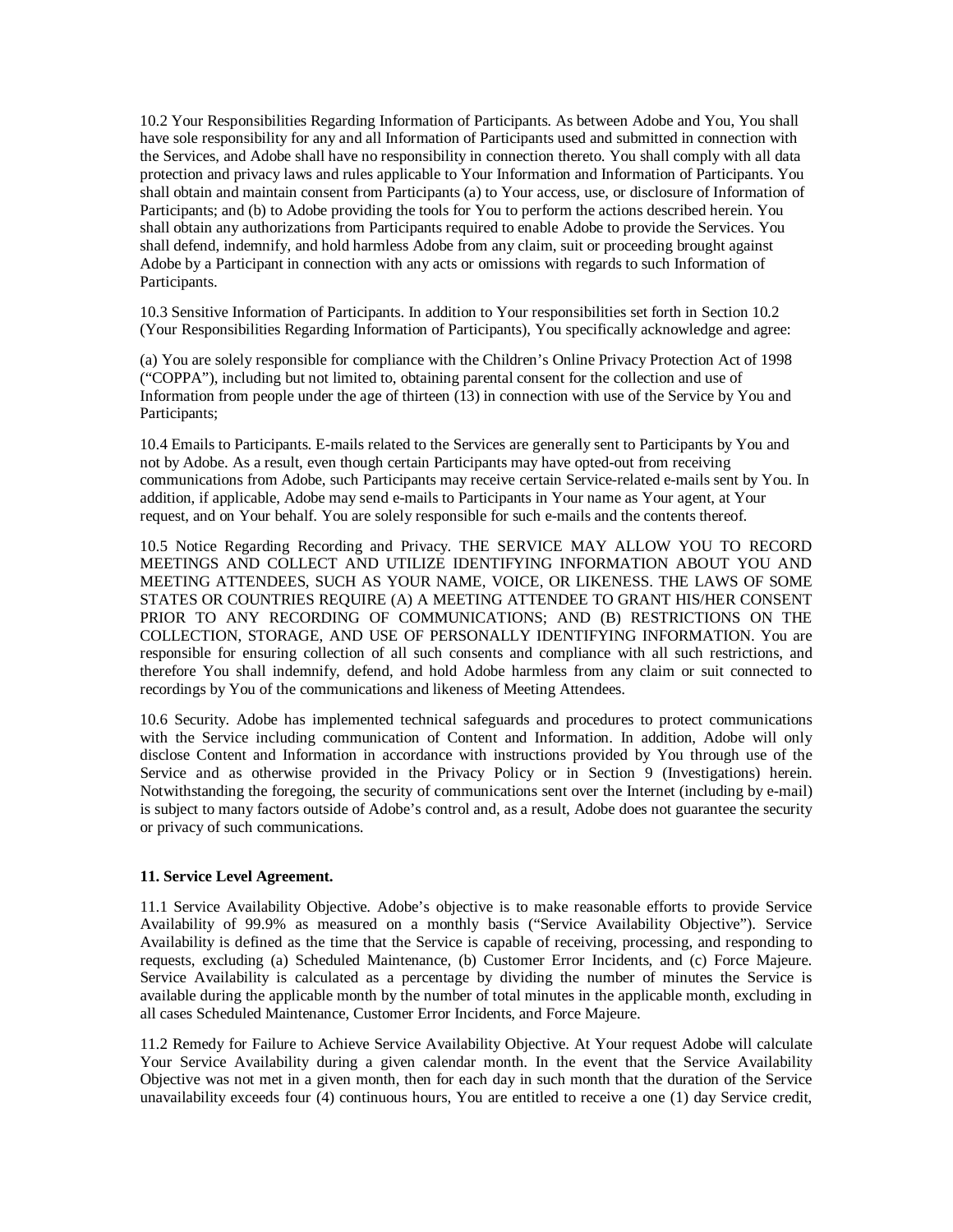10.2 Your Responsibilities Regarding Information of Participants. As between Adobe and You, You shall have sole responsibility for any and all Information of Participants used and submitted in connection with the Services, and Adobe shall have no responsibility in connection thereto. You shall comply with all data protection and privacy laws and rules applicable to Your Information and Information of Participants. You shall obtain and maintain consent from Participants (a) to Your access, use, or disclosure of Information of Participants; and (b) to Adobe providing the tools for You to perform the actions described herein. You shall obtain any authorizations from Participants required to enable Adobe to provide the Services. You shall defend, indemnify, and hold harmless Adobe from any claim, suit or proceeding brought against Adobe by a Participant in connection with any acts or omissions with regards to such Information of Participants.

10.3 Sensitive Information of Participants. In addition to Your responsibilities set forth in Section 10.2 (Your Responsibilities Regarding Information of Participants), You specifically acknowledge and agree:

(a) You are solely responsible for compliance with the Children's Online Privacy Protection Act of 1998 ("COPPA"), including but not limited to, obtaining parental consent for the collection and use of Information from people under the age of thirteen (13) in connection with use of the Service by You and Participants;

10.4 Emails to Participants. E-mails related to the Services are generally sent to Participants by You and not by Adobe. As a result, even though certain Participants may have opted-out from receiving communications from Adobe, such Participants may receive certain Service-related e-mails sent by You. In addition, if applicable, Adobe may send e-mails to Participants in Your name as Your agent, at Your request, and on Your behalf. You are solely responsible for such e-mails and the contents thereof.

10.5 Notice Regarding Recording and Privacy. THE SERVICE MAY ALLOW YOU TO RECORD MEETINGS AND COLLECT AND UTILIZE IDENTIFYING INFORMATION ABOUT YOU AND MEETING ATTENDEES, SUCH AS YOUR NAME, VOICE, OR LIKENESS. THE LAWS OF SOME STATES OR COUNTRIES REQUIRE (A) A MEETING ATTENDEE TO GRANT HIS/HER CONSENT PRIOR TO ANY RECORDING OF COMMUNICATIONS; AND (B) RESTRICTIONS ON THE COLLECTION, STORAGE, AND USE OF PERSONALLY IDENTIFYING INFORMATION. You are responsible for ensuring collection of all such consents and compliance with all such restrictions, and therefore You shall indemnify, defend, and hold Adobe harmless from any claim or suit connected to recordings by You of the communications and likeness of Meeting Attendees.

10.6 Security. Adobe has implemented technical safeguards and procedures to protect communications with the Service including communication of Content and Information. In addition, Adobe will only disclose Content and Information in accordance with instructions provided by You through use of the Service and as otherwise provided in the Privacy Policy or in Section 9 (Investigations) herein. Notwithstanding the foregoing, the security of communications sent over the Internet (including by e-mail) is subject to many factors outside of Adobe's control and, as a result, Adobe does not guarantee the security or privacy of such communications.

**11. Service Level Agreement.**

11.1 Service Availability Objective. Adobe's objective is to make reasonable efforts to provide Service Availability of 99.9% as measured on a monthly basis ("Service Availability Objective"). Service Availability is defined as the time that the Service is capable of receiving, processing, and responding to requests, excluding (a) Scheduled Maintenance, (b) Customer Error Incidents, and (c) Force Majeure. Service Availability is calculated as a percentage by dividing the number of minutes the Service is available during the applicable month by the number of total minutes in the applicable month, excluding in all cases Scheduled Maintenance, Customer Error Incidents, and Force Majeure.

11.2 Remedy for Failure to Achieve Service Availability Objective. At Your request Adobe will calculate Your Service Availability during a given calendar month. In the event that the Service Availability Objective was not met in a given month, then for each day in such month that the duration of the Service unavailability exceeds four (4) continuous hours, You are entitled to receive a one (1) day Service credit,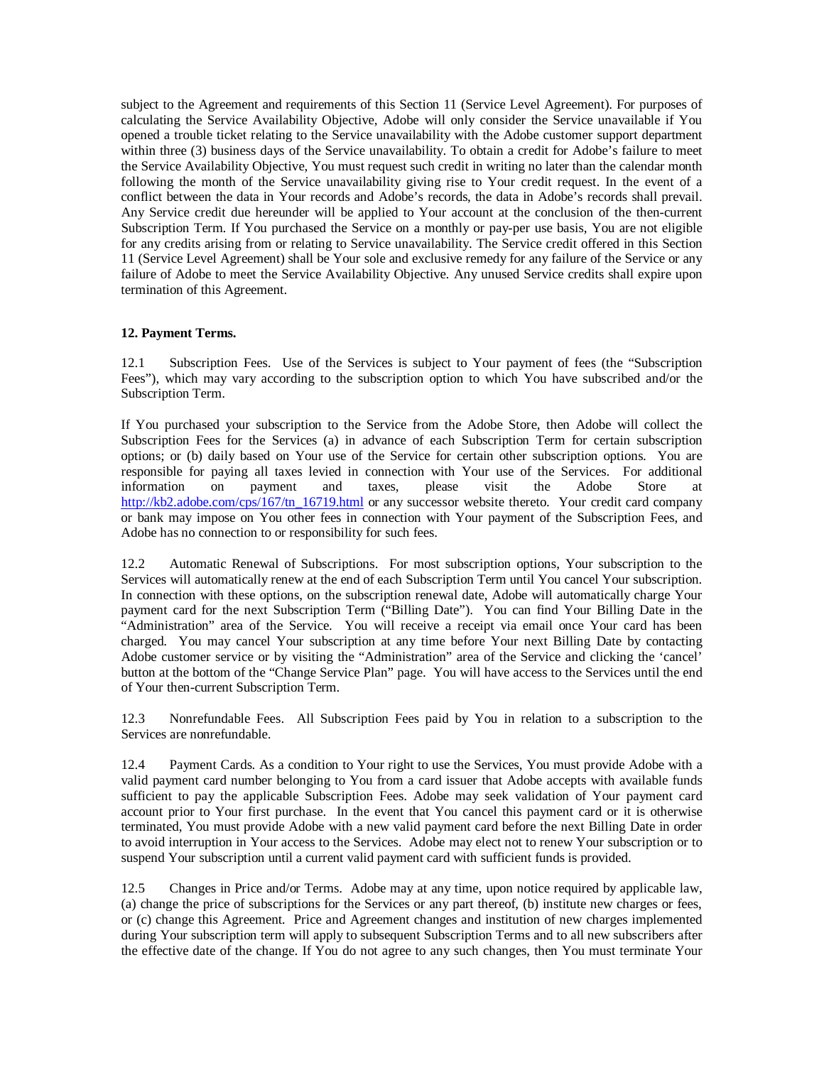subject to the Agreement and requirements of this Section 11 (Service Level Agreement). For purposes of calculating the Service Availability Objective, Adobe will only consider the Service unavailable if You opened a trouble ticket relating to the Service unavailability with the Adobe customer support department within three (3) business days of the Service unavailability. To obtain a credit for Adobe's failure to meet the Service Availability Objective, You must request such credit in writing no later than the calendar month following the month of the Service unavailability giving rise to Your credit request. In the event of a conflict between the data in Your records and Adobe's records, the data in Adobe's records shall prevail. Any Service credit due hereunder will be applied to Your account at the conclusion of the then-current Subscription Term. If You purchased the Service on a monthly or pay-per use basis, You are not eligible for any credits arising from or relating to Service unavailability. The Service credit offered in this Section 11 (Service Level Agreement) shall be Your sole and exclusive remedy for any failure of the Service or any failure of Adobe to meet the Service Availability Objective. Any unused Service credits shall expire upon termination of this Agreement.

**12. Payment Terms.**

12.1 Subscription Fees. Use of the Services is subject to Your payment of fees (the "Subscription Fees"), which may vary according to the subscription option to which You have subscribed and/or the Subscription Term.

If You purchased your subscription to the Service from the Adobe Store, then Adobe will collect the Subscription Fees for the Services (a) in advance of each Subscription Term for certain subscription options; or (b) daily based on Your use of the Service for certain other subscription options. You are responsible for paying all taxes levied in connection with Your use of the Services. For additional information on payment and taxes, please visit the Adobe Store at http://kb2.adobe.com/cps/167/tn_16719.html or any successor website thereto. Your credit card company or bank may impose on You other fees in connection with Your payment of the Subscription Fees, and Adobe has no connection to or responsibility for such fees.

12.2 Automatic Renewal of Subscriptions. For most subscription options, Your subscription to the Services will automatically renew at the end of each Subscription Term until You cancel Your subscription. In connection with these options, on the subscription renewal date, Adobe will automatically charge Your payment card for the next Subscription Term ("Billing Date"). You can find Your Billing Date in the "Administration" area of the Service. You will receive a receipt via email once Your card has been charged. You may cancel Your subscription at any time before Your next Billing Date by contacting Adobe customer service or by visiting the "Administration" area of the Service and clicking the 'cancel' button at the bottom of the "Change Service Plan" page. You will have access to the Services until the end of Your then-current Subscription Term.

12.3 Nonrefundable Fees. All Subscription Fees paid by You in relation to a subscription to the Services are nonrefundable.

12.4 Payment Cards. As a condition to Your right to use the Services, You must provide Adobe with a valid payment card number belonging to You from a card issuer that Adobe accepts with available funds sufficient to pay the applicable Subscription Fees. Adobe may seek validation of Your payment card account prior to Your first purchase. In the event that You cancel this payment card or it is otherwise terminated, You must provide Adobe with a new valid payment card before the next Billing Date in order to avoid interruption in Your access to the Services. Adobe may elect not to renew Your subscription or to suspend Your subscription until a current valid payment card with sufficient funds is provided.

12.5 Changes in Price and/or Terms. Adobe may at any time, upon notice required by applicable law, (a) change the price of subscriptions for the Services or any part thereof, (b) institute new charges or fees, or (c) change this Agreement. Price and Agreement changes and institution of new charges implemented during Your subscription term will apply to subsequent Subscription Terms and to all new subscribers after the effective date of the change. If You do not agree to any such changes, then You must terminate Your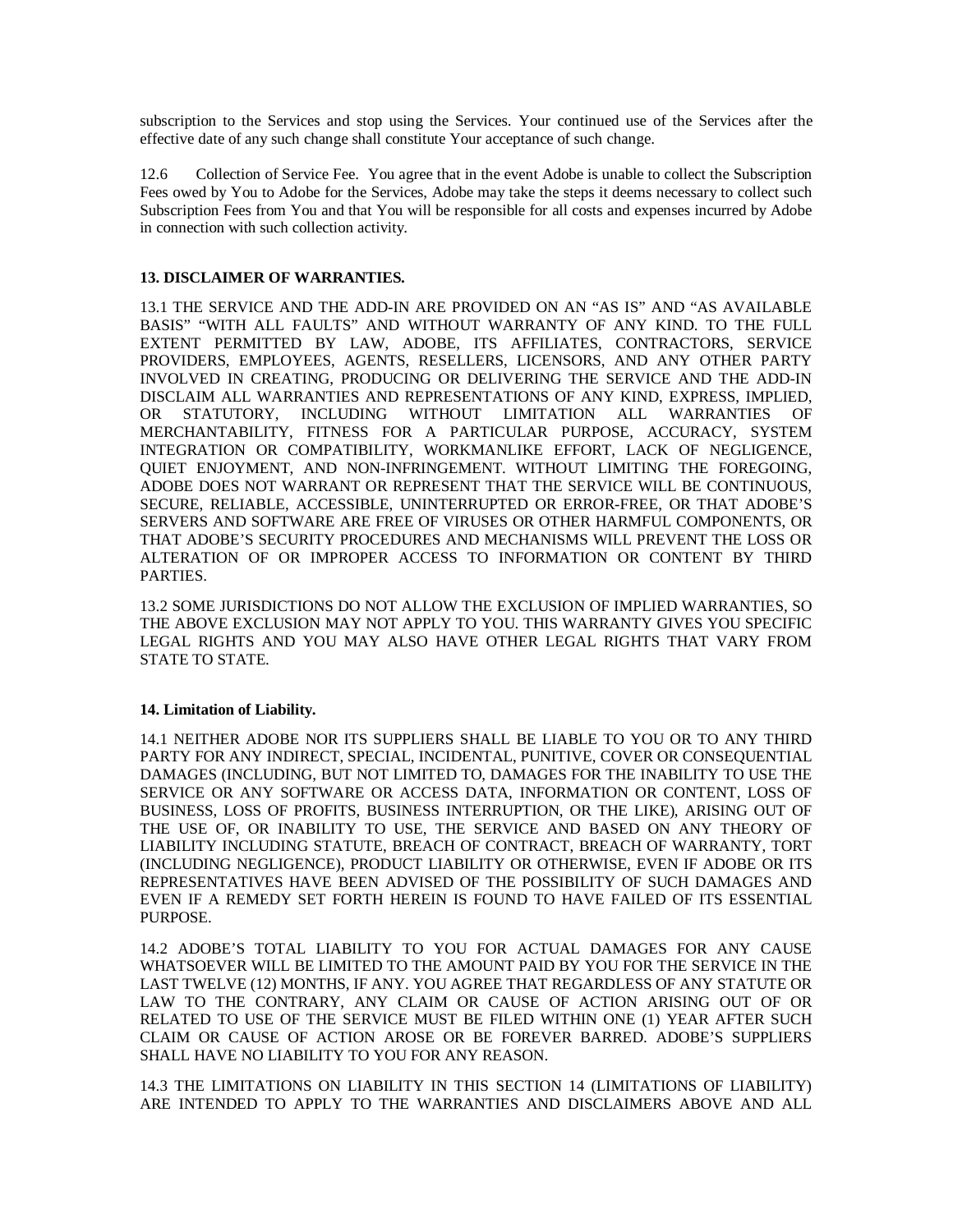subscription to the Services and stop using the Services. Your continued use of the Services after the effective date of any such change shall constitute Your acceptance of such change.

12.6 Collection of Service Fee. You agree that in the event Adobe is unable to collect the Subscription Fees owed by You to Adobe for the Services, Adobe may take the steps it deems necessary to collect such Subscription Fees from You and that You will be responsible for all costs and expenses incurred by Adobe in connection with such collection activity.

**13. DISCLAIMER OF WARRANTIES.**

13.1 THE SERVICE AND THE ADD-IN ARE PROVIDED ON AN "AS IS" AND "AS AVAILABLE BASIS" "WITH ALL FAULTS" AND WITHOUT WARRANTY OF ANY KIND. TO THE FULL EXTENT PERMITTED BY LAW, ADOBE, ITS AFFILIATES, CONTRACTORS, SERVICE PROVIDERS, EMPLOYEES, AGENTS, RESELLERS, LICENSORS, AND ANY OTHER PARTY INVOLVED IN CREATING, PRODUCING OR DELIVERING THE SERVICE AND THE ADD-IN DISCLAIM ALL WARRANTIES AND REPRESENTATIONS OF ANY KIND, EXPRESS, IMPLIED, OR STATUTORY, INCLUDING WITHOUT LIMITATION ALL WARRANTIES OF MERCHANTABILITY, FITNESS FOR A PARTICULAR PURPOSE, ACCURACY, SYSTEM INTEGRATION OR COMPATIBILITY, WORKMANLIKE EFFORT, LACK OF NEGLIGENCE, QUIET ENJOYMENT, AND NON-INFRINGEMENT. WITHOUT LIMITING THE FOREGOING, ADOBE DOES NOT WARRANT OR REPRESENT THAT THE SERVICE WILL BE CONTINUOUS, SECURE, RELIABLE, ACCESSIBLE, UNINTERRUPTED OR ERROR-FREE, OR THAT ADOBE'S SERVERS AND SOFTWARE ARE FREE OF VIRUSES OR OTHER HARMFUL COMPONENTS, OR THAT ADOBE'S SECURITY PROCEDURES AND MECHANISMS WILL PREVENT THE LOSS OR ALTERATION OF OR IMPROPER ACCESS TO INFORMATION OR CONTENT BY THIRD PARTIES.

13.2 SOME JURISDICTIONS DO NOT ALLOW THE EXCLUSION OF IMPLIED WARRANTIES, SO THE ABOVE EXCLUSION MAY NOT APPLY TO YOU. THIS WARRANTY GIVES YOU SPECIFIC LEGAL RIGHTS AND YOU MAY ALSO HAVE OTHER LEGAL RIGHTS THAT VARY FROM STATE TO STATE.

**14. Limitation of Liability.**

14.1 NEITHER ADOBE NOR ITS SUPPLIERS SHALL BE LIABLE TO YOU OR TO ANY THIRD PARTY FOR ANY INDIRECT, SPECIAL, INCIDENTAL, PUNITIVE, COVER OR CONSEQUENTIAL DAMAGES (INCLUDING, BUT NOT LIMITED TO, DAMAGES FOR THE INABILITY TO USE THE SERVICE OR ANY SOFTWARE OR ACCESS DATA, INFORMATION OR CONTENT, LOSS OF BUSINESS, LOSS OF PROFITS, BUSINESS INTERRUPTION, OR THE LIKE), ARISING OUT OF THE USE OF, OR INABILITY TO USE, THE SERVICE AND BASED ON ANY THEORY OF LIABILITY INCLUDING STATUTE, BREACH OF CONTRACT, BREACH OF WARRANTY, TORT (INCLUDING NEGLIGENCE), PRODUCT LIABILITY OR OTHERWISE, EVEN IF ADOBE OR ITS REPRESENTATIVES HAVE BEEN ADVISED OF THE POSSIBILITY OF SUCH DAMAGES AND EVEN IF A REMEDY SET FORTH HEREIN IS FOUND TO HAVE FAILED OF ITS ESSENTIAL PURPOSE.

14.2 ADOBE'S TOTAL LIABILITY TO YOU FOR ACTUAL DAMAGES FOR ANY CAUSE WHATSOEVER WILL BE LIMITED TO THE AMOUNT PAID BY YOU FOR THE SERVICE IN THE LAST TWELVE (12) MONTHS, IF ANY. YOU AGREE THAT REGARDLESS OF ANY STATUTE OR LAW TO THE CONTRARY, ANY CLAIM OR CAUSE OF ACTION ARISING OUT OF OR RELATED TO USE OF THE SERVICE MUST BE FILED WITHIN ONE (1) YEAR AFTER SUCH CLAIM OR CAUSE OF ACTION AROSE OR BE FOREVER BARRED. ADOBE'S SUPPLIERS SHALL HAVE NO LIABILITY TO YOU FOR ANY REASON.

14.3 THE LIMITATIONS ON LIABILITY IN THIS SECTION 14 (LIMITATIONS OF LIABILITY) ARE INTENDED TO APPLY TO THE WARRANTIES AND DISCLAIMERS ABOVE AND ALL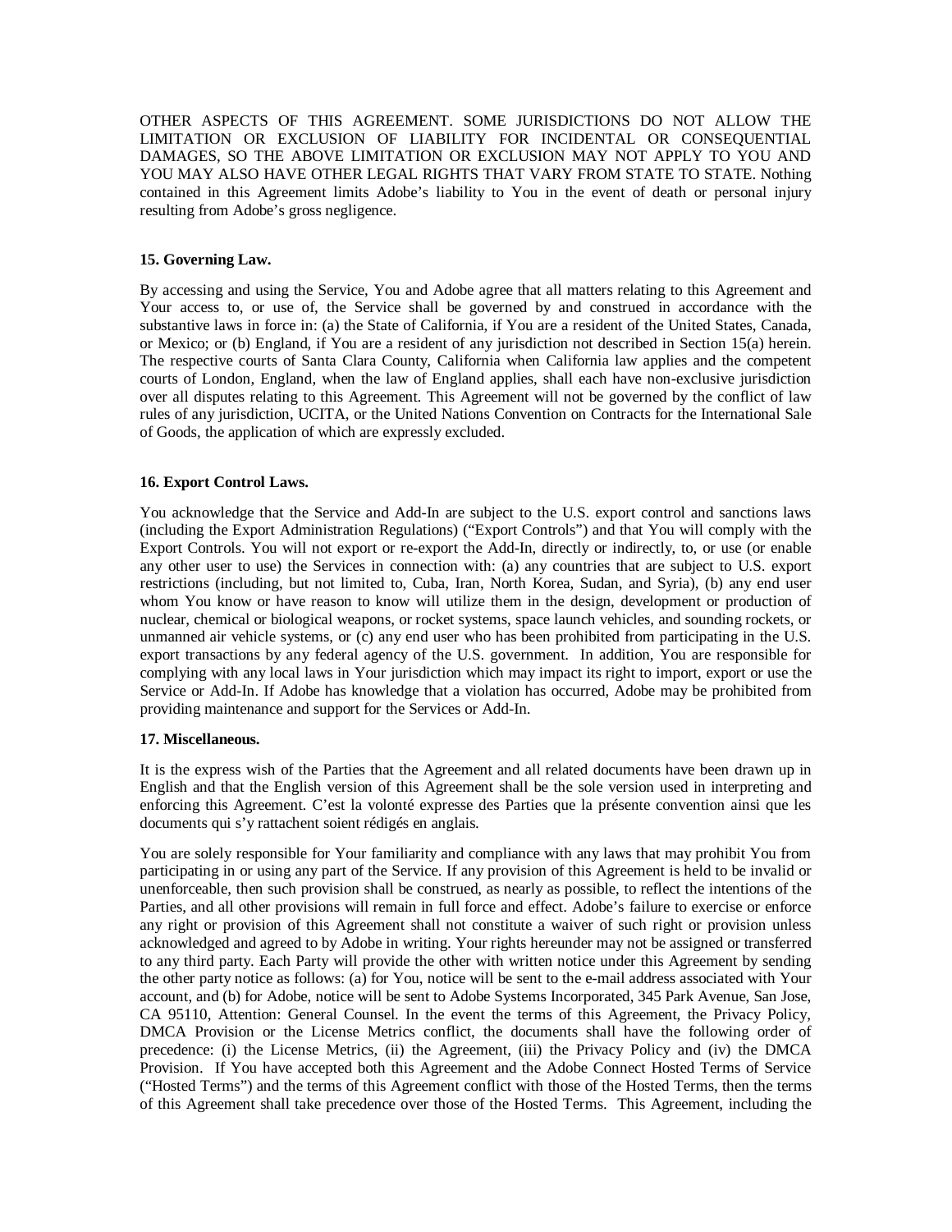OTHER ASPECTS OF THIS AGREEMENT. SOME JURISDICTIONS DO NOT ALLOW THE LIMITATION OR EXCLUSION OF LIABILITY FOR INCIDENTAL OR CONSEQUENTIAL DAMAGES, SO THE ABOVE LIMITATION OR EXCLUSION MAY NOT APPLY TO YOU AND YOU MAY ALSO HAVE OTHER LEGAL RIGHTS THAT VARY FROM STATE TO STATE. Nothing contained in this Agreement limits Adobe's liability to You in the event of death or personal injury resulting from Adobe's gross negligence.

**15. Governing Law.**

By accessing and using the Service, You and Adobe agree that all matters relating to this Agreement and Your access to, or use of, the Service shall be governed by and construed in accordance with the substantive laws in force in: (a) the State of California, if You are a resident of the United States, Canada, or Mexico; or (b) England, if You are a resident of any jurisdiction not described in Section 15(a) herein. The respective courts of Santa Clara County, California when California law applies and the competent courts of London, England, when the law of England applies, shall each have non-exclusive jurisdiction over all disputes relating to this Agreement. This Agreement will not be governed by the conflict of law rules of any jurisdiction, UCITA, or the United Nations Convention on Contracts for the International Sale of Goods, the application of which are expressly excluded.

**16. Export Control Laws.**

You acknowledge that the Service and Add-In are subject to the U.S. export control and sanctions laws (including the Export Administration Regulations) ("Export Controls") and that You will comply with the Export Controls. You will not export or re-export the Add-In, directly or indirectly, to, or use (or enable any other user to use) the Services in connection with: (a) any countries that are subject to U.S. export restrictions (including, but not limited to, Cuba, Iran, North Korea, Sudan, and Syria), (b) any end user whom You know or have reason to know will utilize them in the design, development or production of nuclear, chemical or biological weapons, or rocket systems, space launch vehicles, and sounding rockets, or unmanned air vehicle systems, or (c) any end user who has been prohibited from participating in the U.S. export transactions by any federal agency of the U.S. government. In addition, You are responsible for complying with any local laws in Your jurisdiction which may impact its right to import, export or use the Service or Add-In. If Adobe has knowledge that a violation has occurred, Adobe may be prohibited from providing maintenance and support for the Services or Add-In.

**17. Miscellaneous.**

It is the express wish of the Parties that the Agreement and all related documents have been drawn up in English and that the English version of this Agreement shall be the sole version used in interpreting and enforcing this Agreement. C'est la volonté expresse des Parties que la présente convention ainsi que les documents qui s'y rattachent soient rédigés en anglais.

You are solely responsible for Your familiarity and compliance with any laws that may prohibit You from participating in or using any part of the Service. If any provision of this Agreement is held to be invalid or unenforceable, then such provision shall be construed, as nearly as possible, to reflect the intentions of the Parties, and all other provisions will remain in full force and effect. Adobe's failure to exercise or enforce any right or provision of this Agreement shall not constitute a waiver of such right or provision unless acknowledged and agreed to by Adobe in writing. Your rights hereunder may not be assigned or transferred to any third party. Each Party will provide the other with written notice under this Agreement by sending the other party notice as follows: (a) for You, notice will be sent to the e-mail address associated with Your account, and (b) for Adobe, notice will be sent to Adobe Systems Incorporated, 345 Park Avenue, San Jose, CA 95110, Attention: General Counsel. In the event the terms of this Agreement, the Privacy Policy, DMCA Provision or the License Metrics conflict, the documents shall have the following order of precedence: (i) the License Metrics, (ii) the Agreement, (iii) the Privacy Policy and (iv) the DMCA Provision. If You have accepted both this Agreement and the Adobe Connect Hosted Terms of Service ("Hosted Terms") and the terms of this Agreement conflict with those of the Hosted Terms, then the terms of this Agreement shall take precedence over those of the Hosted Terms. This Agreement, including the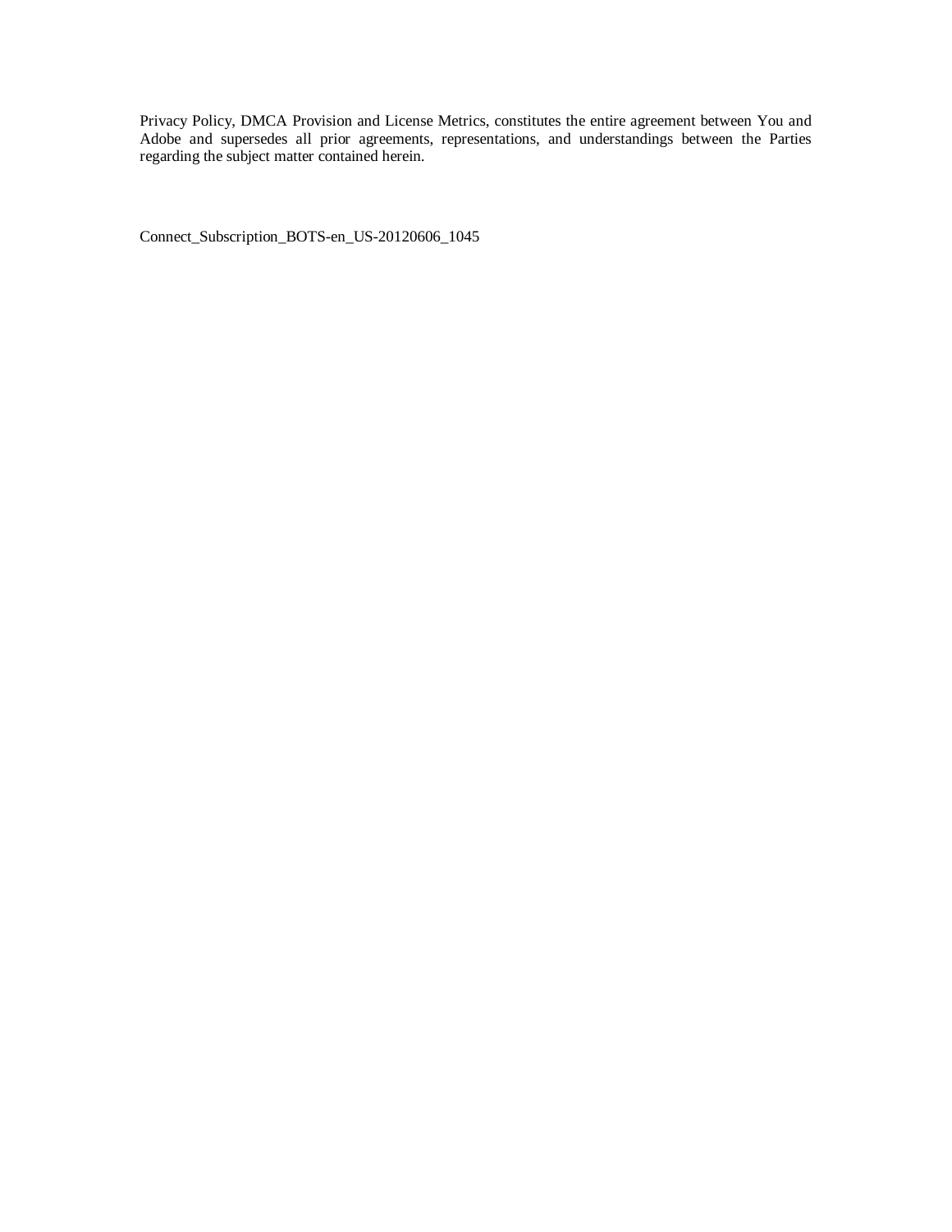Privacy Policy, DMCA Provision and License Metrics, constitutes the entire agreement between You and Adobe and supersedes all prior agreements, representations, and understandings between the Parties regarding the subject matter contained herein.

Connect_Subscription_BOTS-en_US-20120606_1045